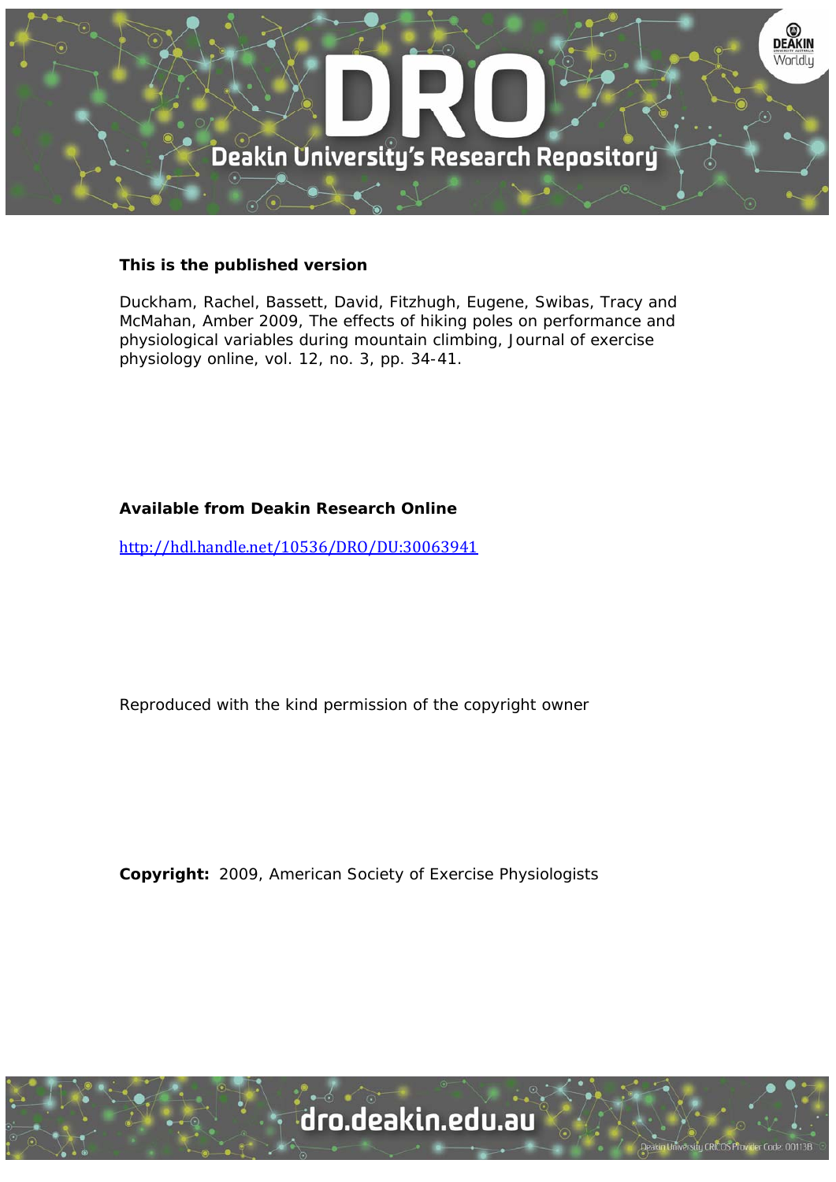**This is the published version**

Duckham, Rachel, Bassett, David, Fitzhugh, Eugene, Swibas, Tracy and McMahan, Amber 2009, The effects of hiking poles on performance and physiological variables during mountain climbing, Journal of exercise physiology online, vol. 12, no. 3, pp. 34-41.

**Available from Deakin Research Online**

http://hdl.handle.net/10536/DRO/DU:30063941

Reproduced with the kind permission of the copyright owner

**Copyright:** 2009, American Society of Exercise Physiologists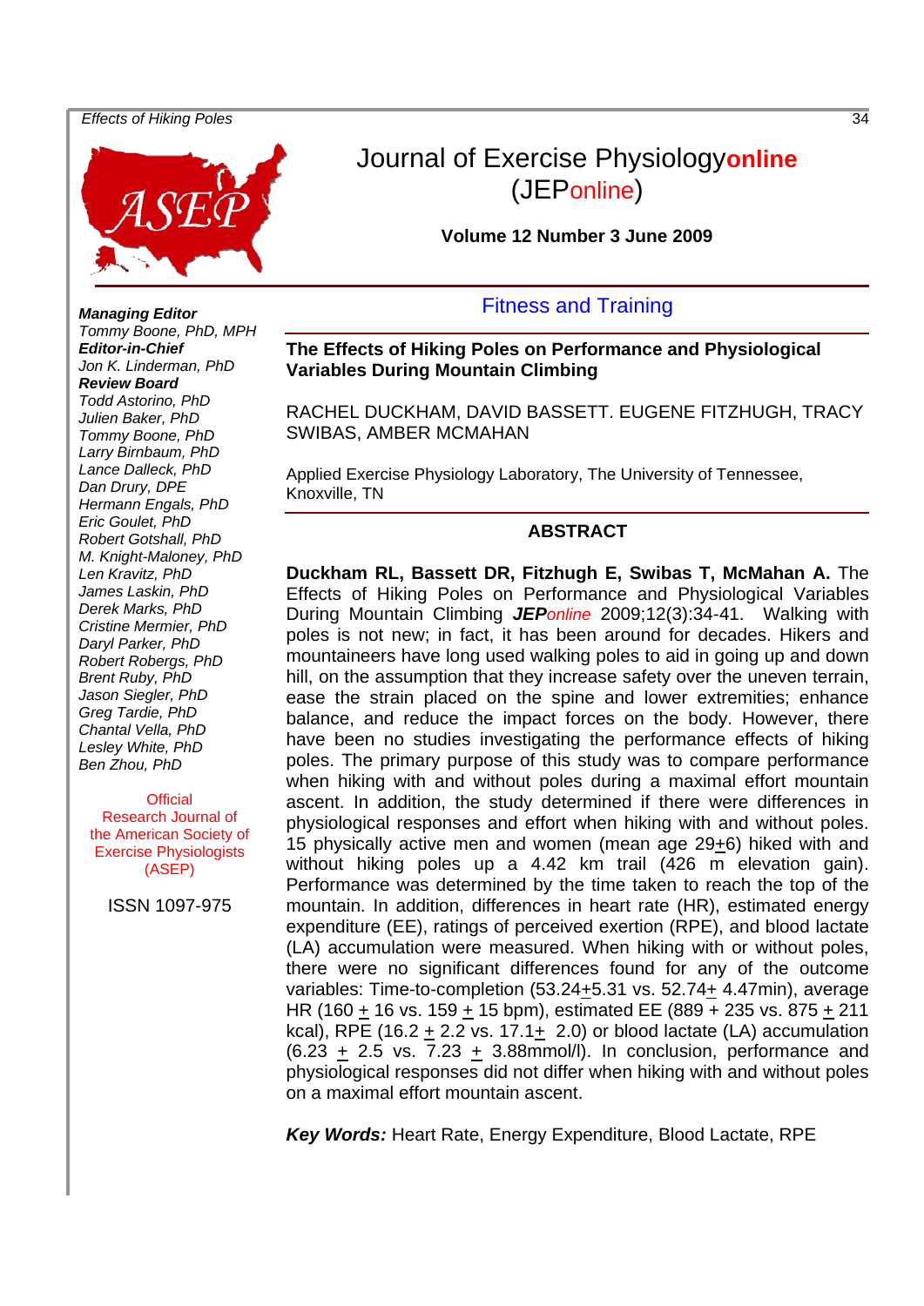# Journal of Exercise Physiology**online**

(JEPonline)

**Volume 12 Number 3 June 2009**

***Managing Editor***
*Tommy Boone, PhD, MPH*
***Editor-in-Chief***
*Jon K. Linderman, PhD*
***Review Board***
*Todd Astorino, PhD*
*Julien Baker, PhD*
*Tommy Boone, PhD*
*Larry Birnbaum, PhD*
*Lance Dalleck, PhD*
*Dan Drury, DPE*
*Hermann Engals, PhD*
*Eric Goulet, PhD*
*Robert Gotshall, PhD*
*M. Knight-Maloney, PhD*
*Len Kravitz, PhD*
*James Laskin, PhD*
*Derek Marks, PhD*
*Cristine Mermier, PhD*
*Daryl Parker, PhD*
*Robert Robergs, PhD*
*Brent Ruby, PhD*
*Jason Siegler, PhD*
*Greg Tardie, PhD*
*Chantal Vella, PhD*
*Lesley White, PhD*
*Ben Zhou, PhD*

Official Research Journal of the American Society of Exercise Physiologists (ASEP)

ISSN 1097-975

## Fitness and Training

### The Effects of Hiking Poles on Performance and Physiological Variables During Mountain Climbing

RACHEL DUCKHAM, DAVID BASSETT. EUGENE FITZHUGH, TRACY SWIBAS, AMBER MCMAHAN

Applied Exercise Physiology Laboratory, The University of Tennessee, Knoxville, TN

### ABSTRACT

**Duckham RL, Bassett DR, Fitzhugh E, Swibas T, McMahan A.** The Effects of Hiking Poles on Performance and Physiological Variables During Mountain Climbing ***JEP**online* 2009;12(3):34-41. Walking with poles is not new; in fact, it has been around for decades. Hikers and mountaineers have long used walking poles to aid in going up and down hill, on the assumption that they increase safety over the uneven terrain, ease the strain placed on the spine and lower extremities; enhance balance, and reduce the impact forces on the body. However, there have been no studies investigating the performance effects of hiking poles. The primary purpose of this study was to compare performance when hiking with and without poles during a maximal effort mountain ascent. In addition, the study determined if there were differences in physiological responses and effort when hiking with and without poles. 15 physically active men and women (mean age 29±6) hiked with and without hiking poles up a 4.42 km trail (426 m elevation gain). Performance was determined by the time taken to reach the top of the mountain. In addition, differences in heart rate (HR), estimated energy expenditure (EE), ratings of perceived exertion (RPE), and blood lactate (LA) accumulation were measured. When hiking with or without poles, there were no significant differences found for any of the outcome variables: Time-to-completion (53.24±5.31 vs. 52.74± 4.47min), average HR (160 ± 16 vs. 159 ± 15 bpm), estimated EE (889 + 235 vs. 875 ± 211 kcal), RPE (16.2 ± 2.2 vs. 17.1± 2.0) or blood lactate (LA) accumulation (6.23 ± 2.5 vs. 7.23 ± 3.88mmol/l). In conclusion, performance and physiological responses did not differ when hiking with and without poles on a maximal effort mountain ascent.

***Key Words:*** Heart Rate, Energy Expenditure, Blood Lactate, RPE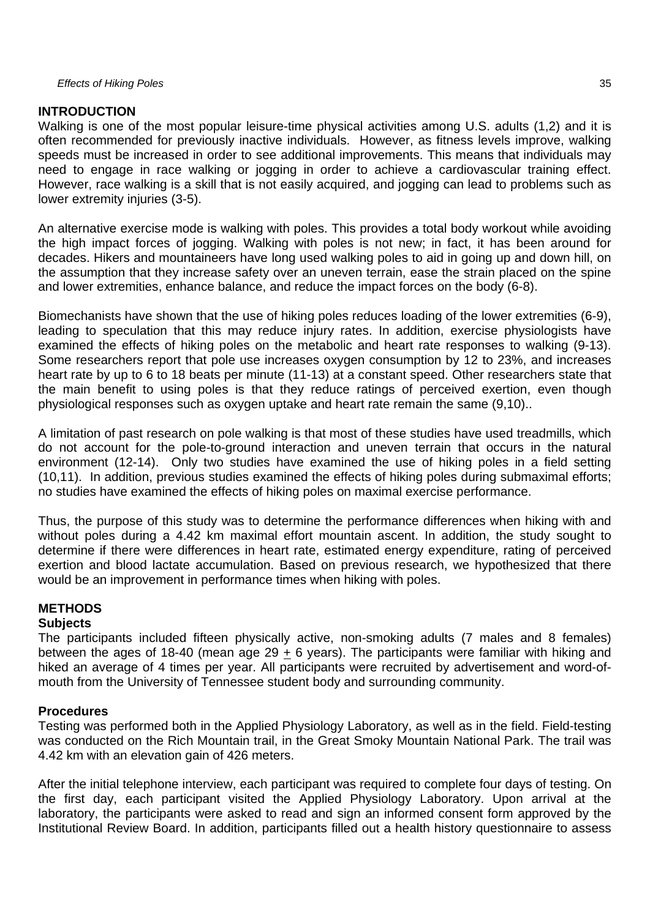## INTRODUCTION

Walking is one of the most popular leisure-time physical activities among U.S. adults (1,2) and it is often recommended for previously inactive individuals. However, as fitness levels improve, walking speeds must be increased in order to see additional improvements. This means that individuals may need to engage in race walking or jogging in order to achieve a cardiovascular training effect. However, race walking is a skill that is not easily acquired, and jogging can lead to problems such as lower extremity injuries (3-5).

An alternative exercise mode is walking with poles. This provides a total body workout while avoiding the high impact forces of jogging. Walking with poles is not new; in fact, it has been around for decades. Hikers and mountaineers have long used walking poles to aid in going up and down hill, on the assumption that they increase safety over an uneven terrain, ease the strain placed on the spine and lower extremities, enhance balance, and reduce the impact forces on the body (6-8).

Biomechanists have shown that the use of hiking poles reduces loading of the lower extremities (6-9), leading to speculation that this may reduce injury rates. In addition, exercise physiologists have examined the effects of hiking poles on the metabolic and heart rate responses to walking (9-13). Some researchers report that pole use increases oxygen consumption by 12 to 23%, and increases heart rate by up to 6 to 18 beats per minute (11-13) at a constant speed. Other researchers state that the main benefit to using poles is that they reduce ratings of perceived exertion, even though physiological responses such as oxygen uptake and heart rate remain the same (9,10)..

A limitation of past research on pole walking is that most of these studies have used treadmills, which do not account for the pole-to-ground interaction and uneven terrain that occurs in the natural environment (12-14). Only two studies have examined the use of hiking poles in a field setting (10,11). In addition, previous studies examined the effects of hiking poles during submaximal efforts; no studies have examined the effects of hiking poles on maximal exercise performance.

Thus, the purpose of this study was to determine the performance differences when hiking with and without poles during a 4.42 km maximal effort mountain ascent. In addition, the study sought to determine if there were differences in heart rate, estimated energy expenditure, rating of perceived exertion and blood lactate accumulation. Based on previous research, we hypothesized that there would be an improvement in performance times when hiking with poles.

## METHODS

### Subjects

The participants included fifteen physically active, non-smoking adults (7 males and 8 females) between the ages of 18-40 (mean age 29 $\pm$ 6 years). The participants were familiar with hiking and hiked an average of 4 times per year. All participants were recruited by advertisement and word-of-mouth from the University of Tennessee student body and surrounding community.

### Procedures

Testing was performed both in the Applied Physiology Laboratory, as well as in the field. Field-testing was conducted on the Rich Mountain trail, in the Great Smoky Mountain National Park. The trail was 4.42 km with an elevation gain of 426 meters.

After the initial telephone interview, each participant was required to complete four days of testing. On the first day, each participant visited the Applied Physiology Laboratory. Upon arrival at the laboratory, the participants were asked to read and sign an informed consent form approved by the Institutional Review Board. In addition, participants filled out a health history questionnaire to assess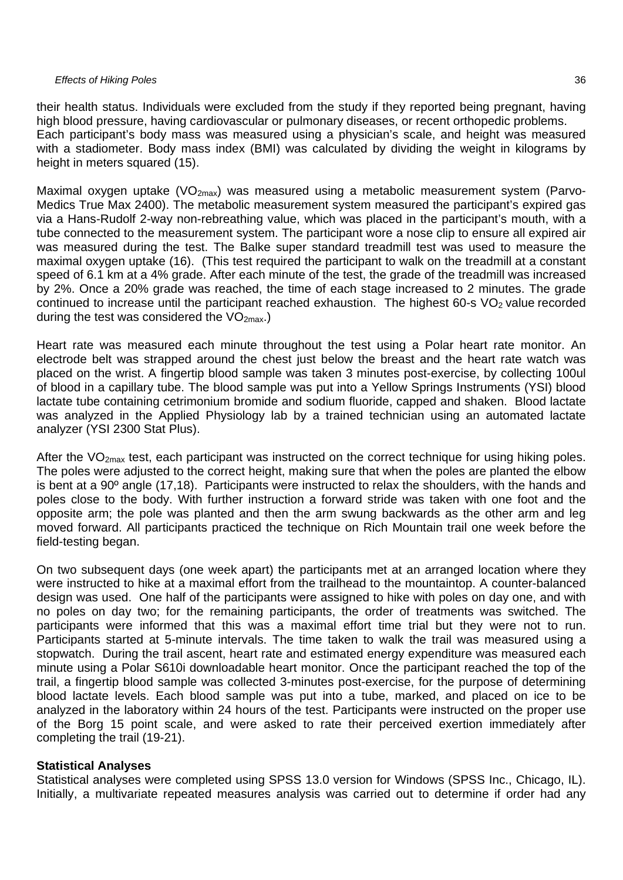their health status. Individuals were excluded from the study if they reported being pregnant, having high blood pressure, having cardiovascular or pulmonary diseases, or recent orthopedic problems. Each participant's body mass was measured using a physician's scale, and height was measured with a stadiometer. Body mass index (BMI) was calculated by dividing the weight in kilograms by height in meters squared (15).

Maximal oxygen uptake ($VO_{2max}$) was measured using a metabolic measurement system (Parvo-Medics True Max 2400). The metabolic measurement system measured the participant's expired gas via a Hans-Rudolf 2-way non-rebreathing value, which was placed in the participant's mouth, with a tube connected to the measurement system. The participant wore a nose clip to ensure all expired air was measured during the test. The Balke super standard treadmill test was used to measure the maximal oxygen uptake (16). (This test required the participant to walk on the treadmill at a constant speed of 6.1 km at a 4% grade. After each minute of the test, the grade of the treadmill was increased by 2%. Once a 20% grade was reached, the time of each stage increased to 2 minutes. The grade continued to increase until the participant reached exhaustion. The highest 60-s $VO_2$ value recorded during the test was considered the $VO_{2max}$.)

Heart rate was measured each minute throughout the test using a Polar heart rate monitor. An electrode belt was strapped around the chest just below the breast and the heart rate watch was placed on the wrist. A fingertip blood sample was taken 3 minutes post-exercise, by collecting 100ul of blood in a capillary tube. The blood sample was put into a Yellow Springs Instruments (YSI) blood lactate tube containing cetrimonium bromide and sodium fluoride, capped and shaken. Blood lactate was analyzed in the Applied Physiology lab by a trained technician using an automated lactate analyzer (YSI 2300 Stat Plus).

After the $VO_{2max}$ test, each participant was instructed on the correct technique for using hiking poles. The poles were adjusted to the correct height, making sure that when the poles are planted the elbow is bent at a 90º angle (17,18). Participants were instructed to relax the shoulders, with the hands and poles close to the body. With further instruction a forward stride was taken with one foot and the opposite arm; the pole was planted and then the arm swung backwards as the other arm and leg moved forward. All participants practiced the technique on Rich Mountain trail one week before the field-testing began.

On two subsequent days (one week apart) the participants met at an arranged location where they were instructed to hike at a maximal effort from the trailhead to the mountaintop. A counter-balanced design was used. One half of the participants were assigned to hike with poles on day one, and with no poles on day two; for the remaining participants, the order of treatments was switched. The participants were informed that this was a maximal effort time trial but they were not to run. Participants started at 5-minute intervals. The time taken to walk the trail was measured using a stopwatch. During the trail ascent, heart rate and estimated energy expenditure was measured each minute using a Polar S610i downloadable heart monitor. Once the participant reached the top of the trail, a fingertip blood sample was collected 3-minutes post-exercise, for the purpose of determining blood lactate levels. Each blood sample was put into a tube, marked, and placed on ice to be analyzed in the laboratory within 24 hours of the test. Participants were instructed on the proper use of the Borg 15 point scale, and were asked to rate their perceived exertion immediately after completing the trail (19-21).

**Statistical Analyses**

Statistical analyses were completed using SPSS 13.0 version for Windows (SPSS Inc., Chicago, IL). Initially, a multivariate repeated measures analysis was carried out to determine if order had any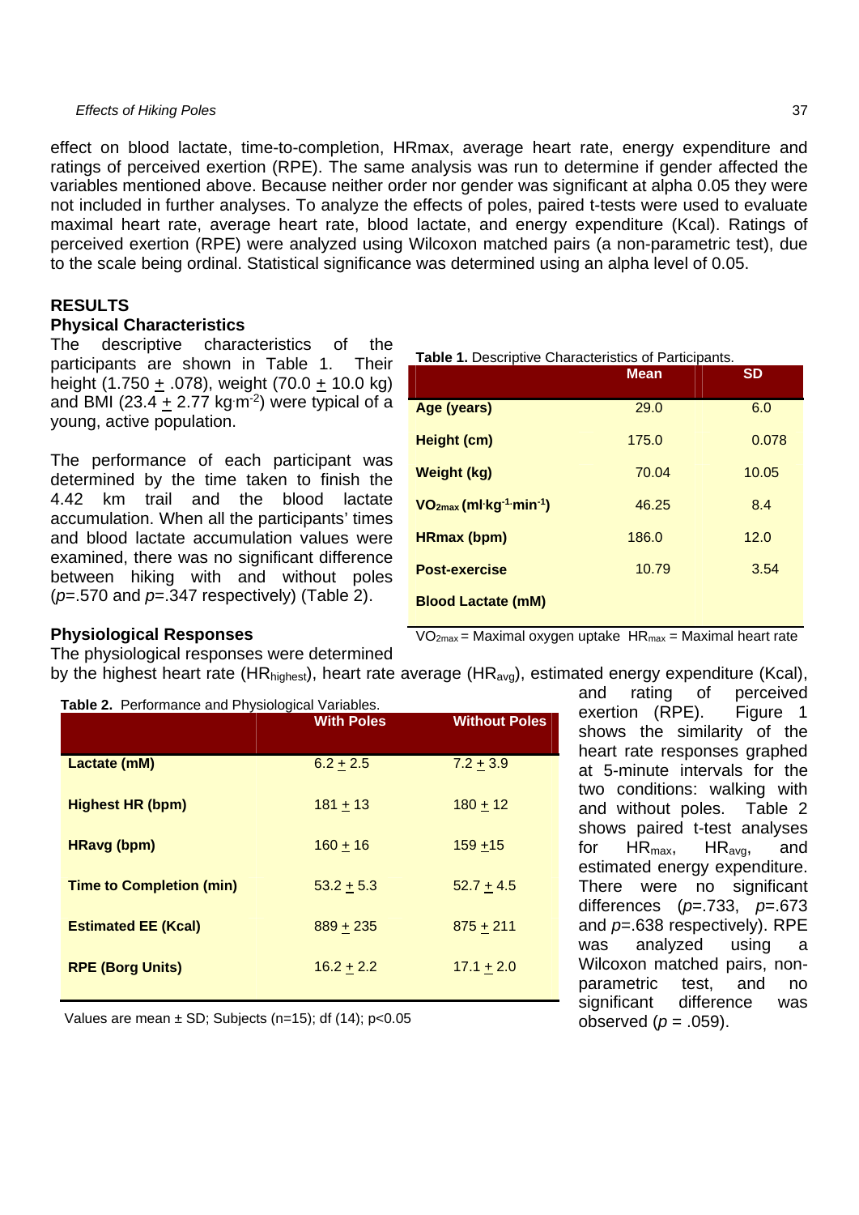effect on blood lactate, time-to-completion, HRmax, average heart rate, energy expenditure and ratings of perceived exertion (RPE). The same analysis was run to determine if gender affected the variables mentioned above. Because neither order nor gender was significant at alpha 0.05 they were not included in further analyses. To analyze the effects of poles, paired t-tests were used to evaluate maximal heart rate, average heart rate, blood lactate, and energy expenditure (Kcal). Ratings of perceived exertion (RPE) were analyzed using Wilcoxon matched pairs (a non-parametric test), due to the scale being ordinal. Statistical significance was determined using an alpha level of 0.05.

## RESULTS

### Physical Characteristics

The descriptive characteristics of the participants are shown in Table 1. Their height (1.750 ± .078), weight (70.0 ± 10.0 kg) and BMI (23.4 ± 2.77 $kg \cdot m^{-2}$) were typical of a young, active population.

**Table 1.** Descriptive Characteristics of Participants.

| | Mean | SD |
|---|---|---|
| **Age (years)** | 29.0 | 6.0 |
| **Height (cm)** | 175.0 | 0.078 |
| **Weight (kg)** | 70.04 | 10.05 |
| **$VO_{2max}$ ($ml \cdot kg^{-1} \cdot min^{-1}$)** | 46.25 | 8.4 |
| **HRmax (bpm)** | 186.0 | 12.0 |
| **Post-exercise Blood Lactate (mM)** | 10.79 | 3.54 |

$VO_{2max}$ = Maximal oxygen uptake $HR_{max}$ = Maximal heart rate

The performance of each participant was determined by the time taken to finish the 4.42 km trail and the blood lactate accumulation. When all the participants' times and blood lactate accumulation values were examined, there was no significant difference between hiking with and without poles (*p*=.570 and *p*=.347 respectively) (Table 2).

### Physiological Responses

The physiological responses were determined by the highest heart rate ($HR_{highest}$), heart rate average ($HR_{avg}$), estimated energy expenditure (Kcal), and rating of perceived exertion (RPE). Figure 1 shows the similarity of the heart rate responses graphed at 5-minute intervals for the two conditions: walking with and without poles. Table 2 shows paired t-test analyses for $HR_{max}$, $HR_{avg}$, and estimated energy expenditure. There were no significant differences (*p*=.733, *p*=.673 and *p*=.638 respectively). RPE was analyzed using a Wilcoxon matched pairs, non-parametric test, and no significant difference was observed (*p* = .059).

**Table 2.** Performance and Physiological Variables.

| | With Poles | Without Poles |
|---|---|---|
| **Lactate (mM)** | 6.2 ± 2.5 | 7.2 ± 3.9 |
| **Highest HR (bpm)** | 181 ± 13 | 180 ± 12 |
| **HRavg (bpm)** | 160 ± 16 | 159 ±15 |
| **Time to Completion (min)** | 53.2 ± 5.3 | 52.7 ± 4.5 |
| **Estimated EE (Kcal)** | 889 ± 235 | 875 ± 211 |
| **RPE (Borg Units)** | 16.2 ± 2.2 | 17.1 ± 2.0 |

Values are mean ± SD; Subjects (n=15); df (14); p<0.05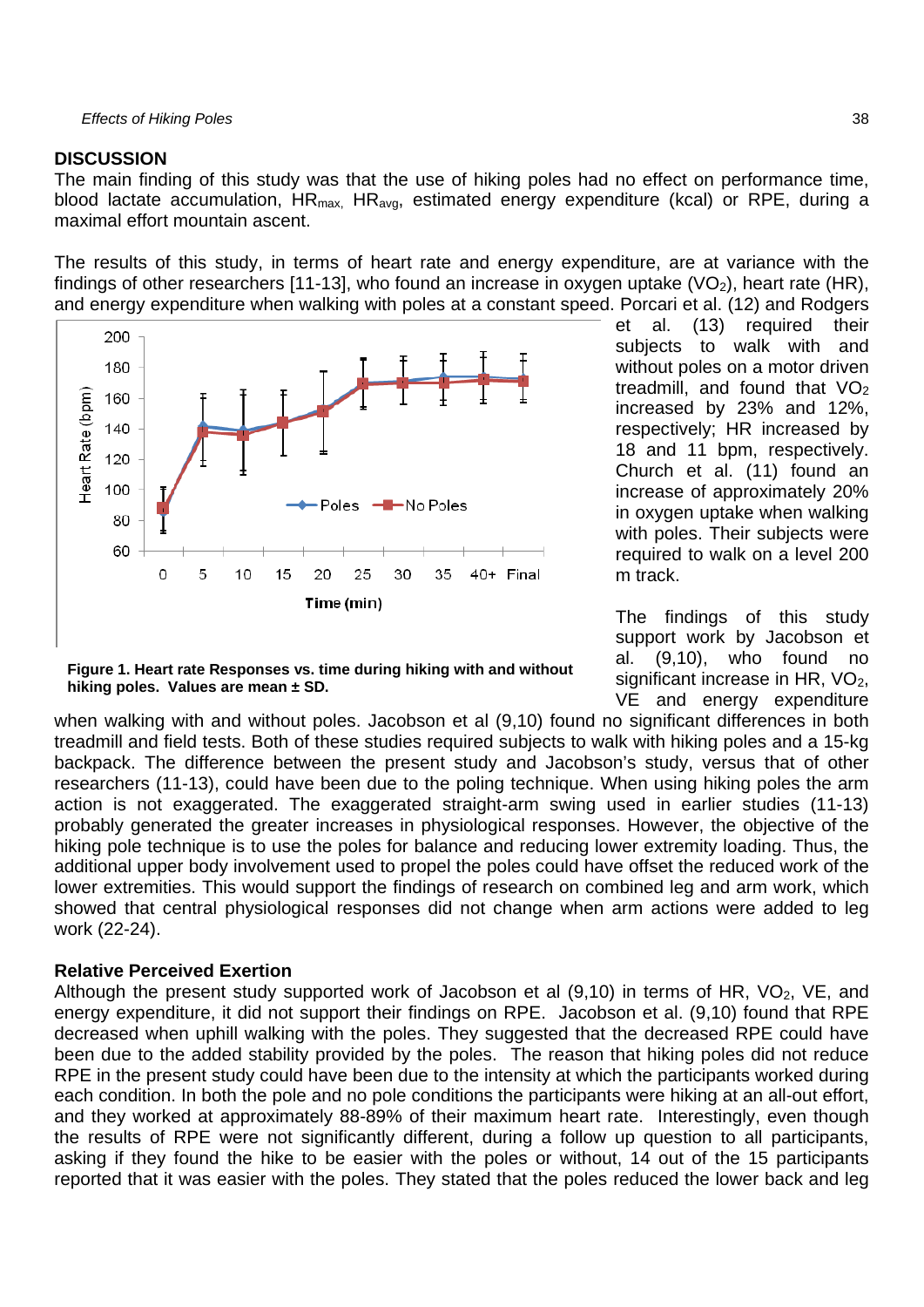## DISCUSSION

The main finding of this study was that the use of hiking poles had no effect on performance time, blood lactate accumulation, $HR_{max}$, $HR_{avg}$, estimated energy expenditure (kcal) or RPE, during a maximal effort mountain ascent.

The results of this study, in terms of heart rate and energy expenditure, are at variance with the findings of other researchers [11-13], who found an increase in oxygen uptake ($VO_2$), heart rate (HR), and energy expenditure when walking with poles at a constant speed. Porcari et al. (12) and Rodgers et al. (13) required their subjects to walk with and without poles on a motor driven treadmill, and found that $VO_2$ increased by 23% and 12%, respectively; HR increased by 18 and 11 bpm, respectively. Church et al. (11) found an increase of approximately 20% in oxygen uptake when walking with poles. Their subjects were required to walk on a level 200 m track.

**Figure 1. Heart rate Responses vs. time during hiking with and without hiking poles. Values are mean ± SD.**

The findings of this study support work by Jacobson et al. (9,10), who found no significant increase in HR, $VO_2$, VE and energy expenditure when walking with and without poles. Jacobson et al (9,10) found no significant differences in both treadmill and field tests. Both of these studies required subjects to walk with hiking poles and a 15-kg backpack. The difference between the present study and Jacobson's study, versus that of other researchers (11-13), could have been due to the poling technique. When using hiking poles the arm action is not exaggerated. The exaggerated straight-arm swing used in earlier studies (11-13) probably generated the greater increases in physiological responses. However, the objective of the hiking pole technique is to use the poles for balance and reducing lower extremity loading. Thus, the additional upper body involvement used to propel the poles could have offset the reduced work of the lower extremities. This would support the findings of research on combined leg and arm work, which showed that central physiological responses did not change when arm actions were added to leg work (22-24).

### Relative Perceived Exertion

Although the present study supported work of Jacobson et al (9,10) in terms of HR, $VO_2$, VE, and energy expenditure, it did not support their findings on RPE. Jacobson et al. (9,10) found that RPE decreased when uphill walking with the poles. They suggested that the decreased RPE could have been due to the added stability provided by the poles. The reason that hiking poles did not reduce RPE in the present study could have been due to the intensity at which the participants worked during each condition. In both the pole and no pole conditions the participants were hiking at an all-out effort, and they worked at approximately 88-89% of their maximum heart rate. Interestingly, even though the results of RPE were not significantly different, during a follow up question to all participants, asking if they found the hike to be easier with the poles or without, 14 out of the 15 participants reported that it was easier with the poles. They stated that the poles reduced the lower back and leg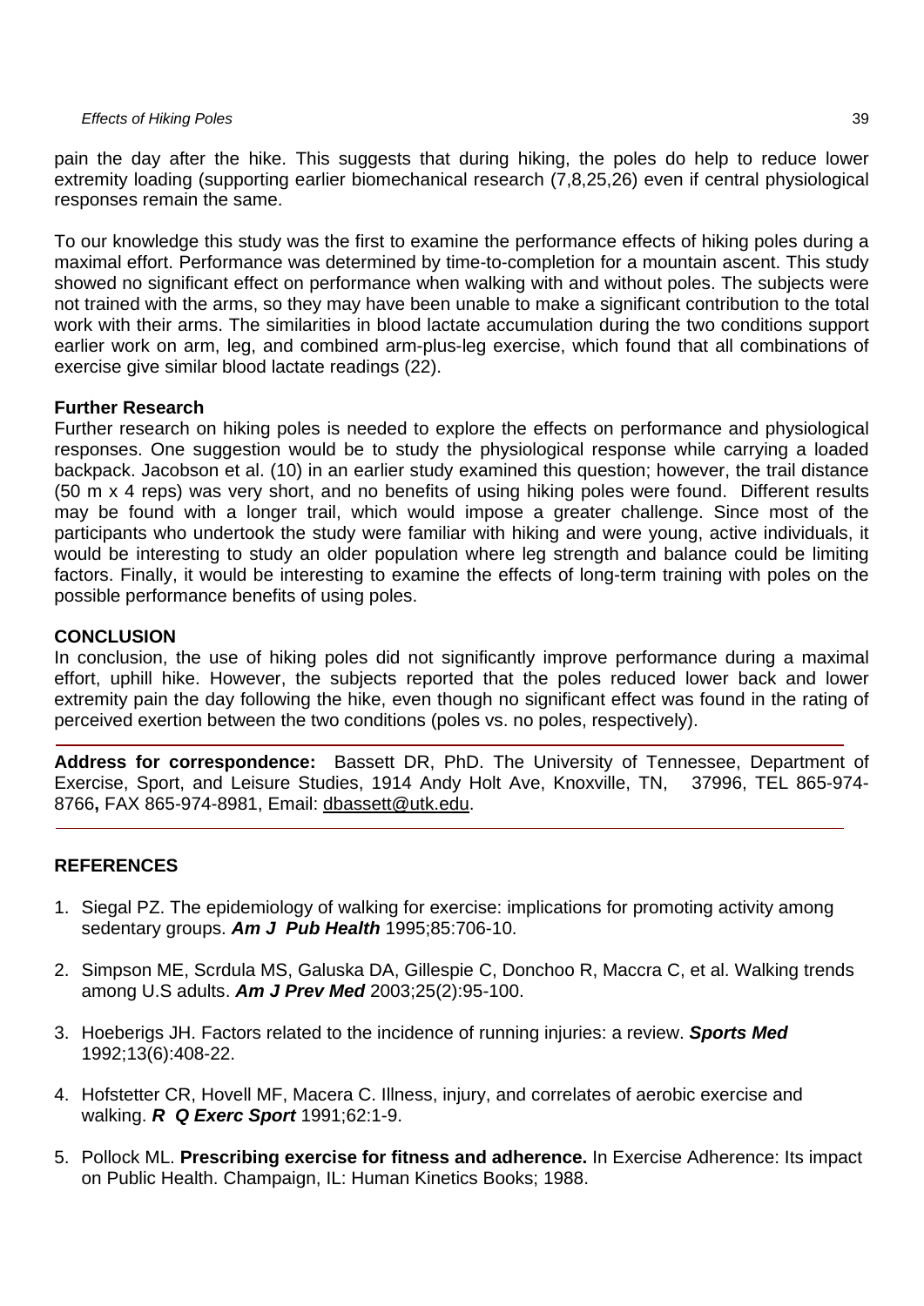pain the day after the hike. This suggests that during hiking, the poles do help to reduce lower extremity loading (supporting earlier biomechanical research (7,8,25,26) even if central physiological responses remain the same.

To our knowledge this study was the first to examine the performance effects of hiking poles during a maximal effort. Performance was determined by time-to-completion for a mountain ascent. This study showed no significant effect on performance when walking with and without poles. The subjects were not trained with the arms, so they may have been unable to make a significant contribution to the total work with their arms. The similarities in blood lactate accumulation during the two conditions support earlier work on arm, leg, and combined arm-plus-leg exercise, which found that all combinations of exercise give similar blood lactate readings (22).

### Further Research

Further research on hiking poles is needed to explore the effects on performance and physiological responses. One suggestion would be to study the physiological response while carrying a loaded backpack. Jacobson et al. (10) in an earlier study examined this question; however, the trail distance (50 m x 4 reps) was very short, and no benefits of using hiking poles were found. Different results may be found with a longer trail, which would impose a greater challenge. Since most of the participants who undertook the study were familiar with hiking and were young, active individuals, it would be interesting to study an older population where leg strength and balance could be limiting factors. Finally, it would be interesting to examine the effects of long-term training with poles on the possible performance benefits of using poles.

## CONCLUSION

In conclusion, the use of hiking poles did not significantly improve performance during a maximal effort, uphill hike. However, the subjects reported that the poles reduced lower back and lower extremity pain the day following the hike, even though no significant effect was found in the rating of perceived exertion between the two conditions (poles vs. no poles, respectively).

---

**Address for correspondence:** Bassett DR, PhD. The University of Tennessee, Department of Exercise, Sport, and Leisure Studies, 1914 Andy Holt Ave, Knoxville, TN, 37996, TEL 865-974-8766**,** FAX 865-974-8981, Email: dbassett@utk.edu.

---

## REFERENCES

1. Siegal PZ. The epidemiology of walking for exercise: implications for promoting activity among sedentary groups. ***Am J Pub Health*** 1995;85:706-10.
2. Simpson ME, Scrdula MS, Galuska DA, Gillespie C, Donchoo R, Maccra C, et al. Walking trends among U.S adults. ***Am J Prev Med*** 2003;25(2):95-100.
3. Hoeberigs JH. Factors related to the incidence of running injuries: a review. ***Sports Med*** 1992;13(6):408-22.
4. Hofstetter CR, Hovell MF, Macera C. Illness, injury, and correlates of aerobic exercise and walking. ***R Q Exerc Sport*** 1991;62:1-9.
5. Pollock ML. **Prescribing exercise for fitness and adherence.** In Exercise Adherence: Its impact on Public Health. Champaign, IL: Human Kinetics Books; 1988.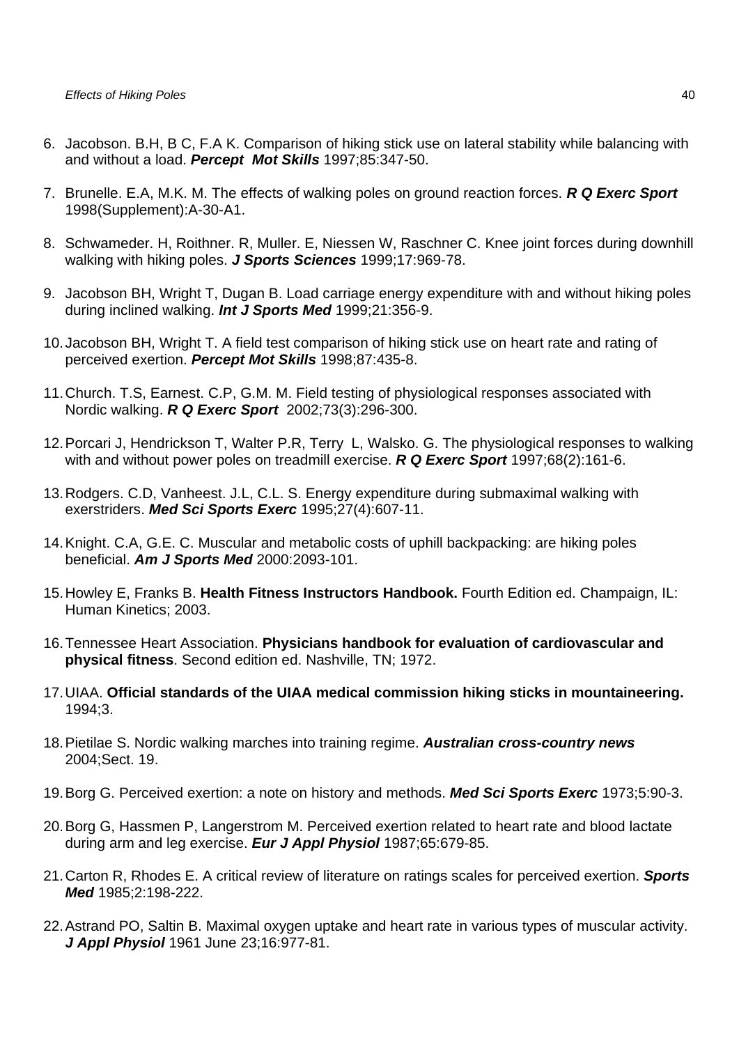6. Jacobson. B.H, B C, F.A K. Comparison of hiking stick use on lateral stability while balancing with and without a load. ***Percept Mot Skills*** 1997;85:347-50.

7. Brunelle. E.A, M.K. M. The effects of walking poles on ground reaction forces. ***R Q Exerc Sport*** 1998(Supplement):A-30-A1.

8. Schwameder. H, Roithner. R, Muller. E, Niessen W, Raschner C. Knee joint forces during downhill walking with hiking poles. ***J Sports Sciences*** 1999;17:969-78.

9. Jacobson BH, Wright T, Dugan B. Load carriage energy expenditure with and without hiking poles during inclined walking. ***Int J Sports Med*** 1999;21:356-9.

10. Jacobson BH, Wright T. A field test comparison of hiking stick use on heart rate and rating of perceived exertion. ***Percept Mot Skills*** 1998;87:435-8.

11. Church. T.S, Earnest. C.P, G.M. M. Field testing of physiological responses associated with Nordic walking. ***R Q Exerc Sport*** 2002;73(3):296-300.

12. Porcari J, Hendrickson T, Walter P.R, Terry L, Walsko. G. The physiological responses to walking with and without power poles on treadmill exercise. ***R Q Exerc Sport*** 1997;68(2):161-6.

13. Rodgers. C.D, Vanheest. J.L, C.L. S. Energy expenditure during submaximal walking with exerstriders. ***Med Sci Sports Exerc*** 1995;27(4):607-11.

14. Knight. C.A, G.E. C. Muscular and metabolic costs of uphill backpacking: are hiking poles beneficial. ***Am J Sports Med*** 2000:2093-101.

15. Howley E, Franks B. **Health Fitness Instructors Handbook.** Fourth Edition ed. Champaign, IL: Human Kinetics; 2003.

16. Tennessee Heart Association. **Physicians handbook for evaluation of cardiovascular and physical fitness**. Second edition ed. Nashville, TN; 1972.

17. UIAA. **Official standards of the UIAA medical commission hiking sticks in mountaineering.** 1994;3.

18. Pietilae S. Nordic walking marches into training regime. ***Australian cross-country news*** 2004;Sect. 19.

19. Borg G. Perceived exertion: a note on history and methods. ***Med Sci Sports Exerc*** 1973;5:90-3.

20. Borg G, Hassmen P, Langerstrom M. Perceived exertion related to heart rate and blood lactate during arm and leg exercise. ***Eur J Appl Physiol*** 1987;65:679-85.

21. Carton R, Rhodes E. A critical review of literature on ratings scales for perceived exertion. ***Sports Med*** 1985;2:198-222.

22. Astrand PO, Saltin B. Maximal oxygen uptake and heart rate in various types of muscular activity. ***J Appl Physiol*** 1961 June 23;16:977-81.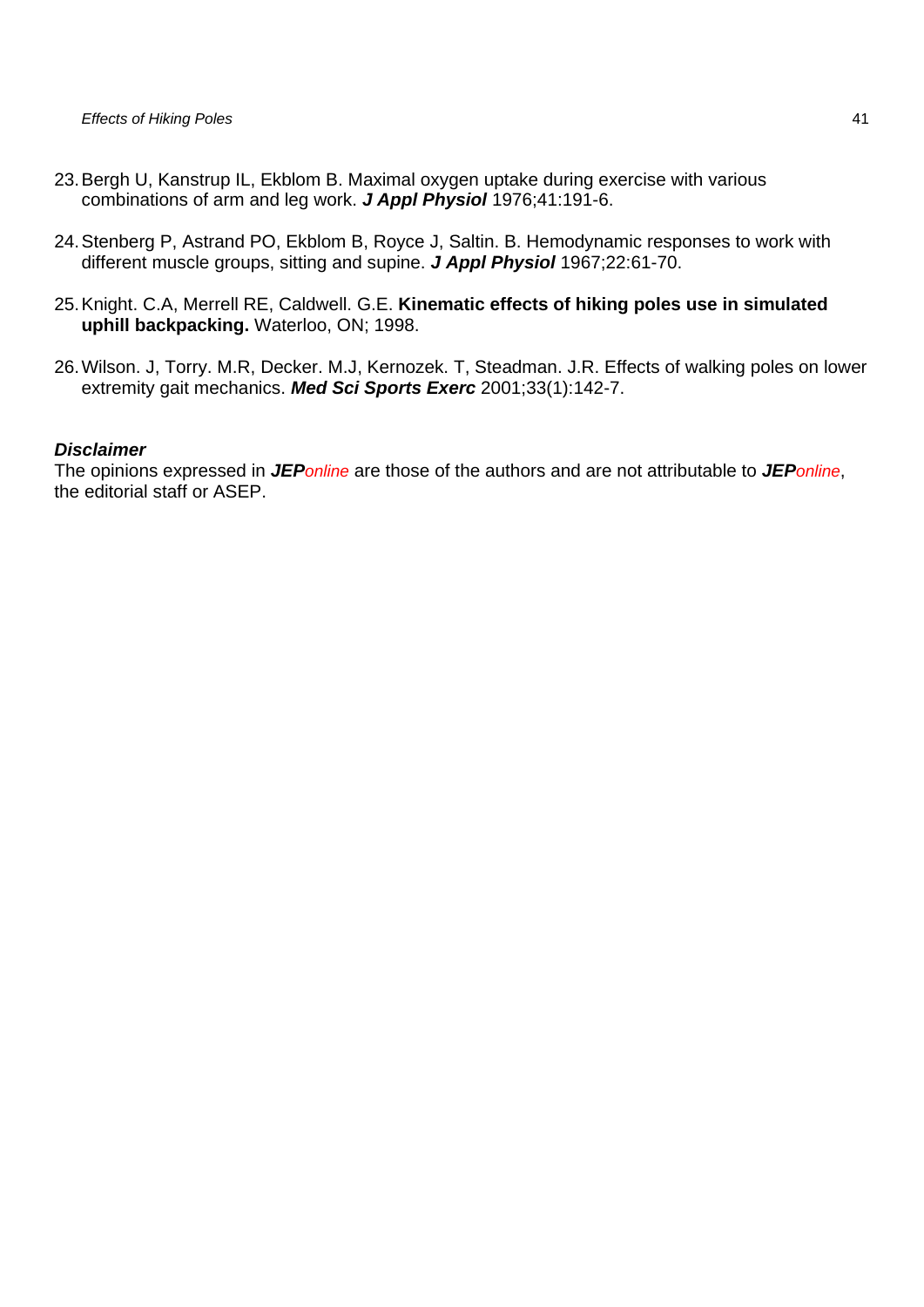23. Bergh U, Kanstrup IL, Ekblom B. Maximal oxygen uptake during exercise with various combinations of arm and leg work. ***J Appl Physiol*** 1976;41:191-6.

24. Stenberg P, Astrand PO, Ekblom B, Royce J, Saltin. B. Hemodynamic responses to work with different muscle groups, sitting and supine. ***J Appl Physiol*** 1967;22:61-70.

25. Knight. C.A, Merrell RE, Caldwell. G.E. **Kinematic effects of hiking poles use in simulated uphill backpacking.** Waterloo, ON; 1998.

26. Wilson. J, Torry. M.R, Decker. M.J, Kernozek. T, Steadman. J.R. Effects of walking poles on lower extremity gait mechanics. ***Med Sci Sports Exerc*** 2001;33(1):142-7.

***Disclaimer***

The opinions expressed in ***JEP****online* are those of the authors and are not attributable to ***JEP****online*, the editorial staff or ASEP.